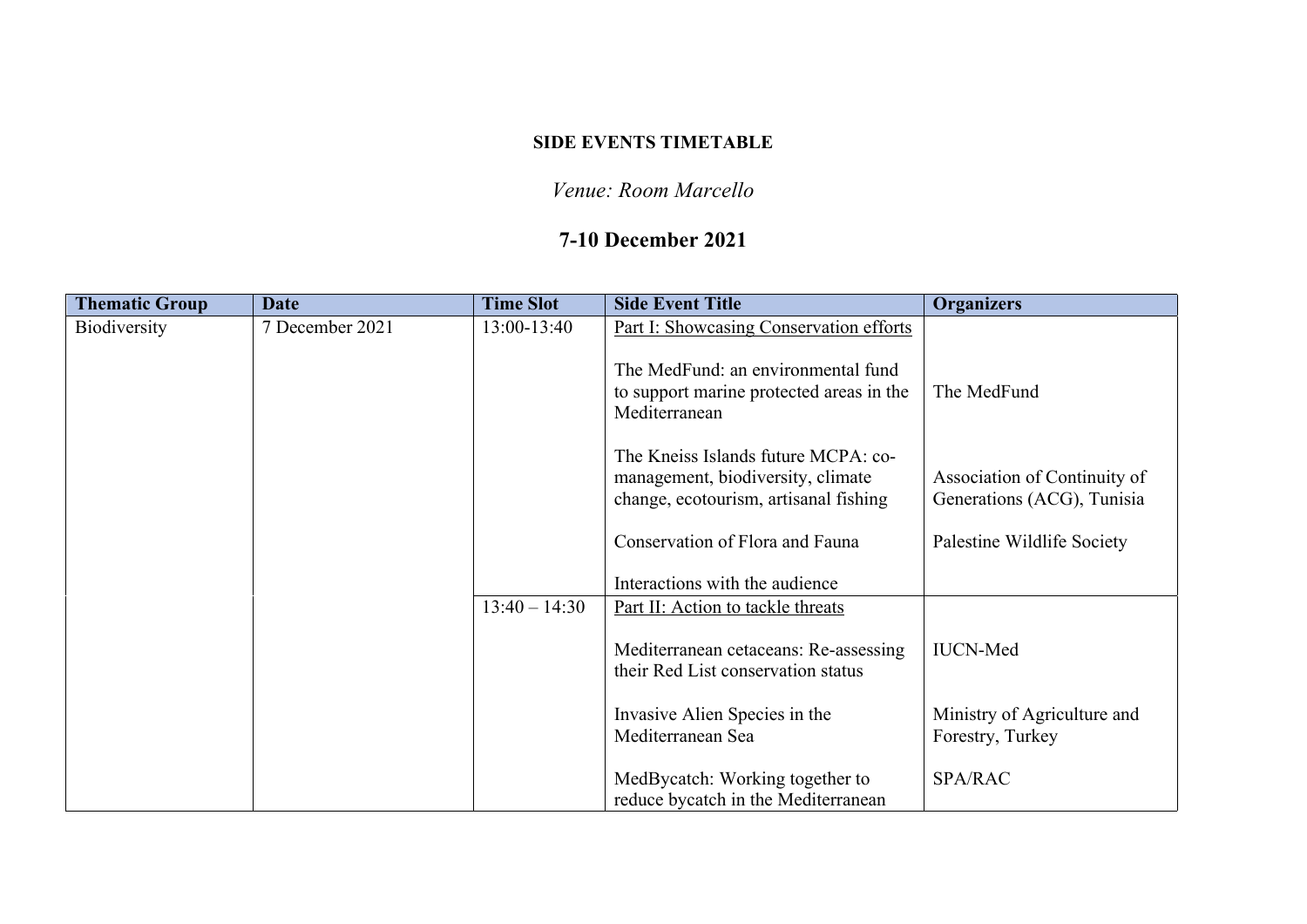**SIDE EVENTS TIMETABLE**

*Venue: Room Marcello*

## 7-10 December 2021

| Thematic Group | Date | Time Slot | Side Event Title | Organizers |
|---|---|---|---|---|
| Biodiversity | 7 December 2021 | 13:00-13:40 | Part I: Showcasing Conservation efforts | |
| | | | The MedFund: an environmental fund to support marine protected areas in the Mediterranean | The MedFund |
| | | | The Kneiss Islands future MCPA: co-management, biodiversity, climate change, ecotourism, artisanal fishing | Association of Continuity of Generations (ACG), Tunisia |
| | | | Conservation of Flora and Fauna | Palestine Wildlife Society |
| | | | Interactions with the audience | |
| | | 13:40 – 14:30 | Part II: Action to tackle threats | |
| | | | Mediterranean cetaceans: Re-assessing their Red List conservation status | IUCN-Med |
| | | | Invasive Alien Species in the Mediterranean Sea | Ministry of Agriculture and Forestry, Turkey |
| | | | MedBycatch: Working together to reduce bycatch in the Mediterranean | SPA/RAC |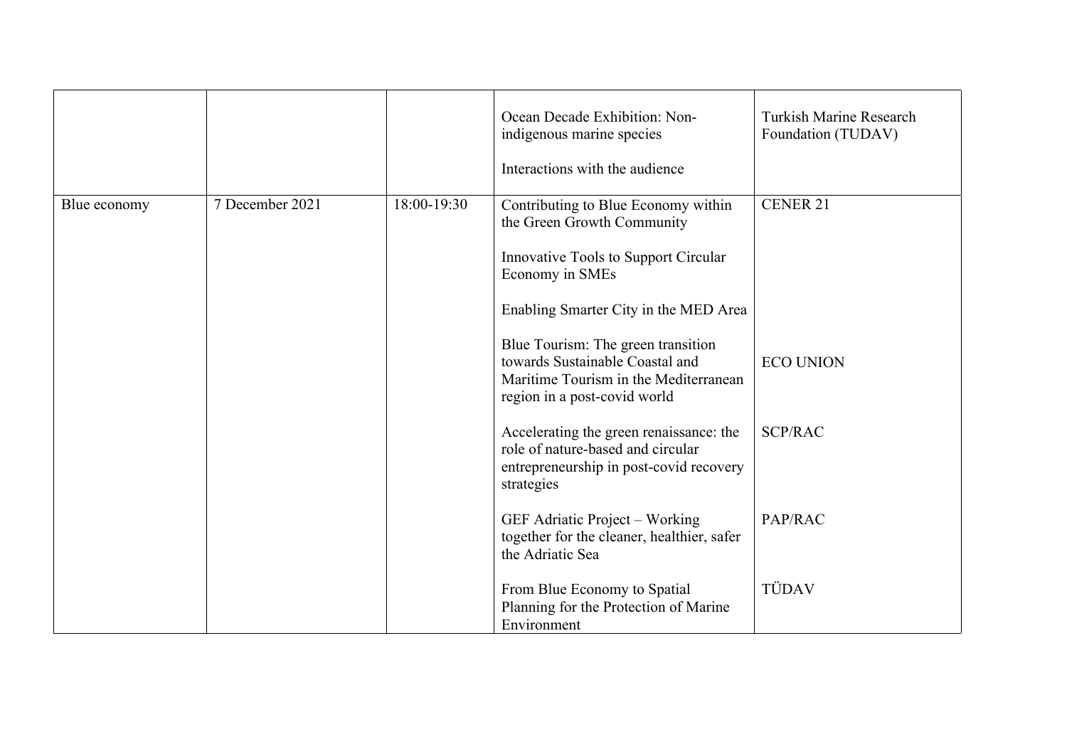| | | | | |
|---|---|---|---|---|
| | | | Ocean Decade Exhibition: Non-indigenous marine species<br><br>Interactions with the audience | Turkish Marine Research Foundation (TUDAV) |
| Blue economy | 7 December 2021 | 18:00-19:30 | Contributing to Blue Economy within the Green Growth Community<br><br>Innovative Tools to Support Circular Economy in SMEs<br><br>Enabling Smarter City in the MED Area | CENER 21 |
| | | | Blue Tourism: The green transition towards Sustainable Coastal and Maritime Tourism in the Mediterranean region in a post-covid world | ECO UNION |
| | | | Accelerating the green renaissance: the role of nature-based and circular entrepreneurship in post-covid recovery strategies | SCP/RAC |
| | | | GEF Adriatic Project – Working together for the cleaner, healthier, safer the Adriatic Sea | PAP/RAC |
| | | | From Blue Economy to Spatial Planning for the Protection of Marine Environment | TÜDAV |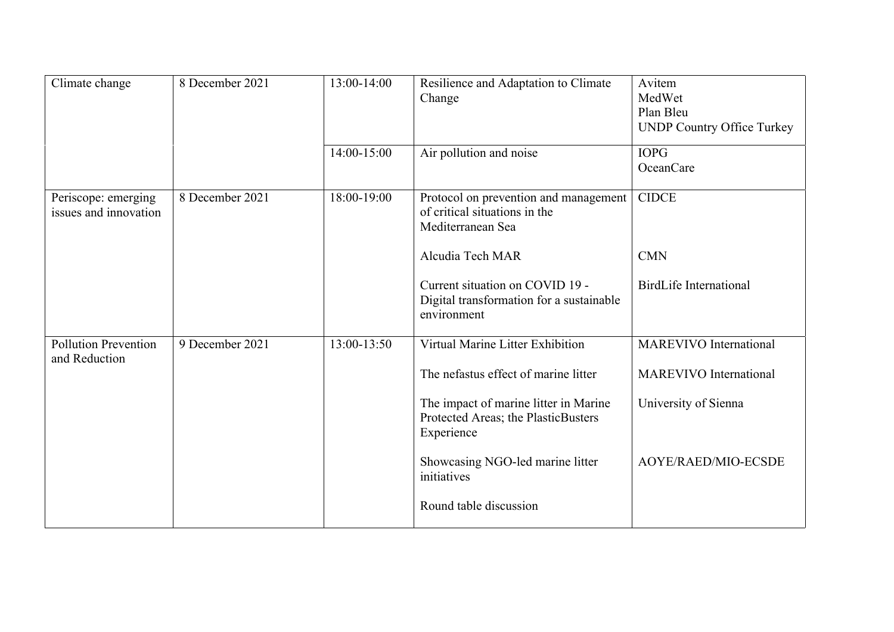| Climate change | 8 December 2021 | 13:00-14:00 | Resilience and Adaptation to Climate Change | Avitem<br>MedWet<br>Plan Bleu<br>UNDP Country Office Turkey |
|---|---|---|---|---|
| | | 14:00-15:00 | Air pollution and noise | IOPG<br>OceanCare |
| Periscope: emerging issues and innovation | 8 December 2021 | 18:00-19:00 | Protocol on prevention and management of critical situations in the Mediterranean Sea<br><br>Alcudia Tech MAR<br><br>Current situation on COVID 19 - Digital transformation for a sustainable environment | CIDCE<br><br>CMN<br><br>BirdLife International |
| Pollution Prevention and Reduction | 9 December 2021 | 13:00-13:50 | Virtual Marine Litter Exhibition<br><br>The nefastus effect of marine litter<br><br>The impact of marine litter in Marine Protected Areas; the PlasticBusters Experience<br><br>Showcasing NGO-led marine litter initiatives<br><br>Round table discussion | MAREVIVO International<br><br>MAREVIVO International<br><br>University of Sienna<br><br>AOYE/RAED/MIO-ECSDE |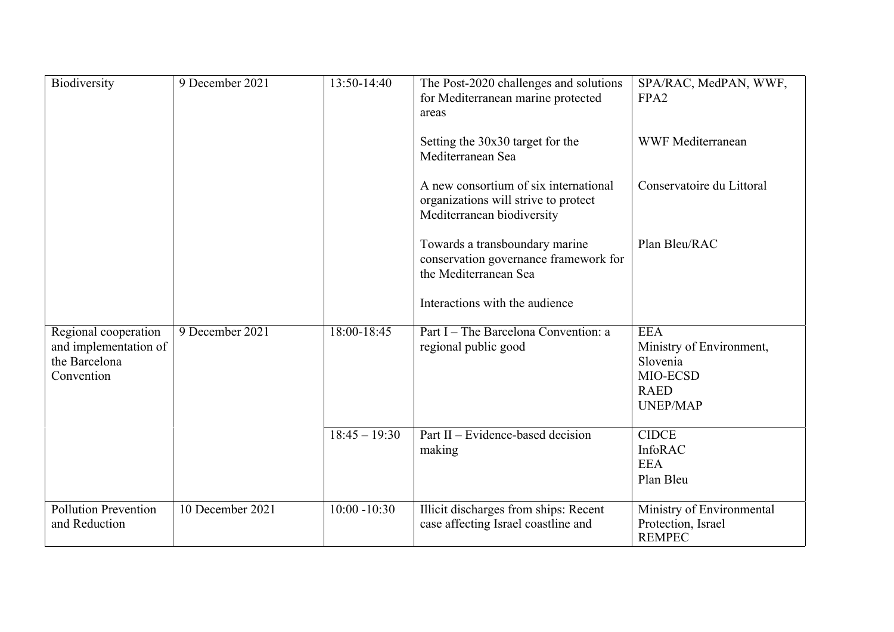| Biodiversity | 9 December 2021 | 13:50-14:40 | The Post-2020 challenges and solutions for Mediterranean marine protected areas<br><br>Setting the 30x30 target for the Mediterranean Sea<br><br>A new consortium of six international organizations will strive to protect Mediterranean biodiversity<br><br>Towards a transboundary marine conservation governance framework for the Mediterranean Sea<br><br>Interactions with the audience | SPA/RAC, MedPAN, WWF, FPA2<br><br>WWF Mediterranean<br><br>Conservatoire du Littoral<br><br>Plan Bleu/RAC |
|---|---|---|---|---|
| Regional cooperation and implementation of the Barcelona Convention | 9 December 2021 | 18:00-18:45 | Part I – The Barcelona Convention: a regional public good | EEA<br>Ministry of Environment, Slovenia<br>MIO-ECSD<br>RAED<br>UNEP/MAP |
| | | 18:45 – 19:30 | Part II – Evidence-based decision making | CIDCE<br>InfoRAC<br>EEA<br>Plan Bleu |
| Pollution Prevention and Reduction | 10 December 2021 | 10:00 -10:30 | Illicit discharges from ships: Recent case affecting Israel coastline and | Ministry of Environmental Protection, Israel<br>REMPEC |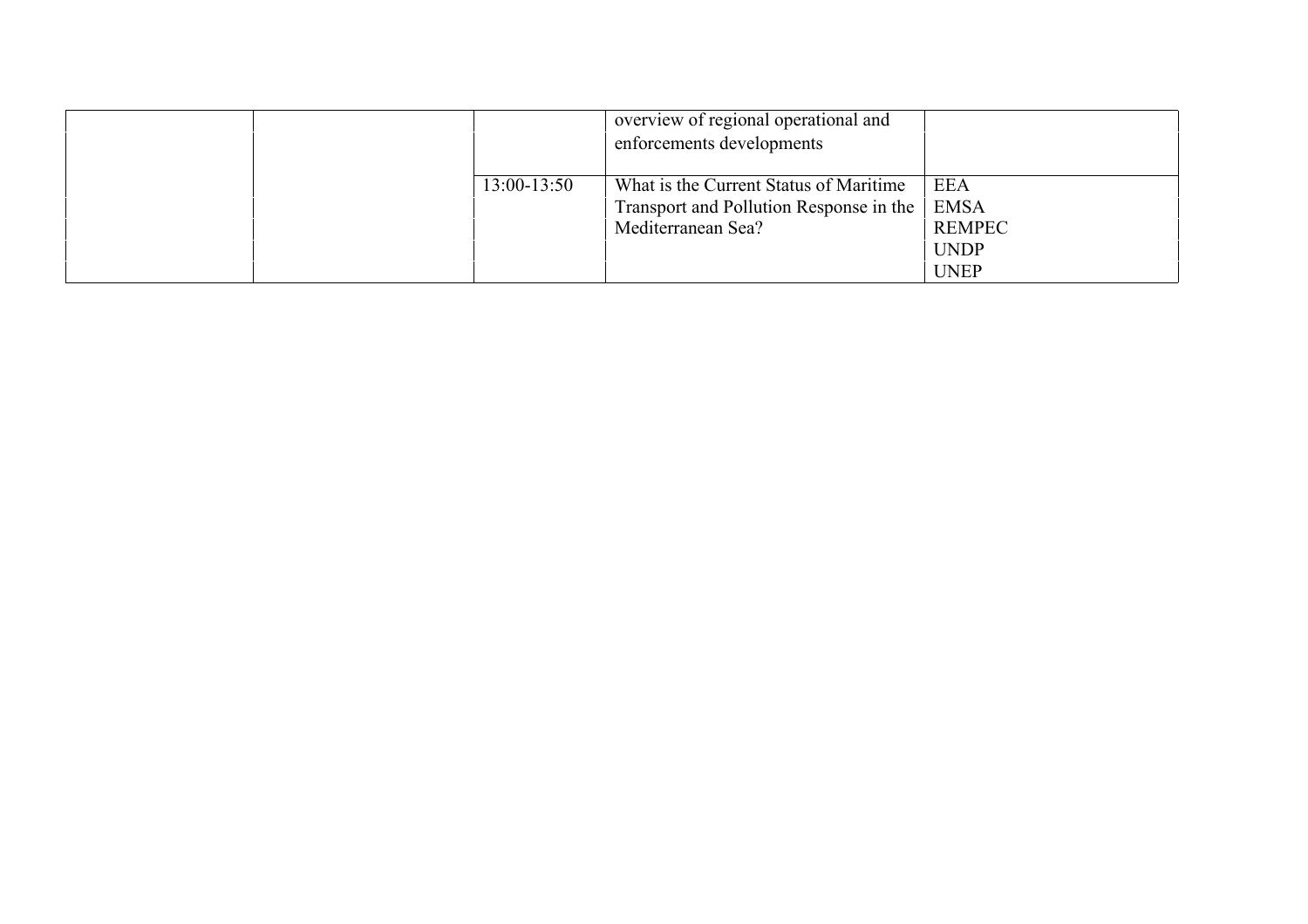| | | | | |
|---|---|---|---|---|
| | | | overview of regional operational and enforcements developments | |
| | | 13:00-13:50 | What is the Current Status of Maritime Transport and Pollution Response in the Mediterranean Sea? | EEA<br>EMSA<br>REMPEC<br>UNDP<br>UNEP |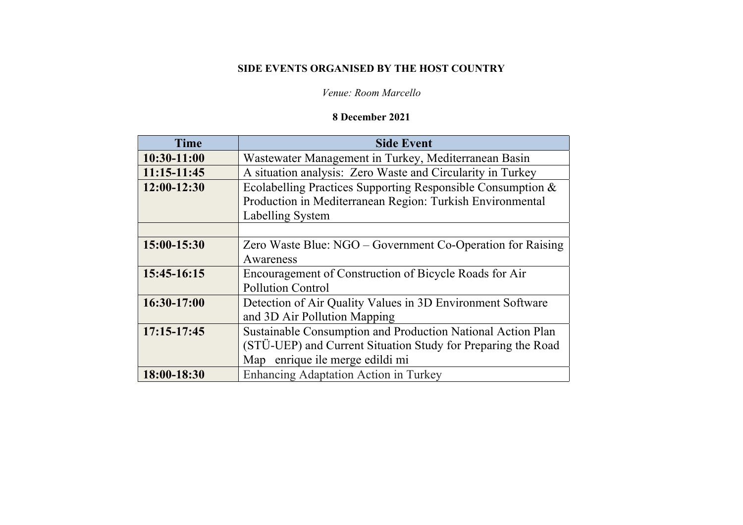**SIDE EVENTS ORGANISED BY THE HOST COUNTRY**

*Venue: Room Marcello*

**8 December 2021**

| Time | Side Event |
|---|---|
| **10:30-11:00** | Wastewater Management in Turkey, Mediterranean Basin |
| **11:15-11:45** | A situation analysis: Zero Waste and Circularity in Turkey |
| **12:00-12:30** | Ecolabelling Practices Supporting Responsible Consumption & Production in Mediterranean Region: Turkish Environmental Labelling System |
| | |
| **15:00-15:30** | Zero Waste Blue: NGO – Government Co-Operation for Raising Awareness |
| **15:45-16:15** | Encouragement of Construction of Bicycle Roads for Air Pollution Control |
| **16:30-17:00** | Detection of Air Quality Values in 3D Environment Software and 3D Air Pollution Mapping |
| **17:15-17:45** | Sustainable Consumption and Production National Action Plan (STÜ-UEP) and Current Situation Study for Preparing the Road Map enrique ile merge edildi mi |
| **18:00-18:30** | Enhancing Adaptation Action in Turkey |